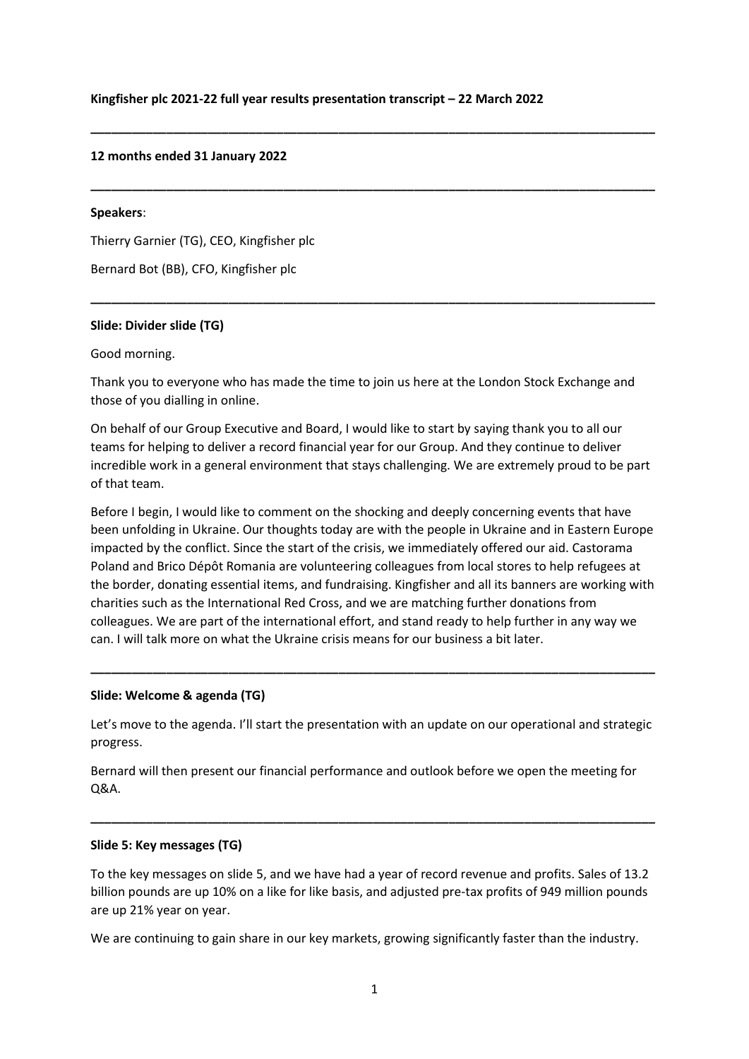**Kingfisher plc 2021-22 full year results presentation transcript – 22 March 2022**

---

**12 months ended 31 January 2022**

---

**Speakers**:

Thierry Garnier (TG), CEO, Kingfisher plc

Bernard Bot (BB), CFO, Kingfisher plc

---

**Slide: Divider slide (TG)**

Good morning.

Thank you to everyone who has made the time to join us here at the London Stock Exchange and those of you dialling in online.

On behalf of our Group Executive and Board, I would like to start by saying thank you to all our teams for helping to deliver a record financial year for our Group. And they continue to deliver incredible work in a general environment that stays challenging. We are extremely proud to be part of that team.

Before I begin, I would like to comment on the shocking and deeply concerning events that have been unfolding in Ukraine. Our thoughts today are with the people in Ukraine and in Eastern Europe impacted by the conflict. Since the start of the crisis, we immediately offered our aid. Castorama Poland and Brico Dépôt Romania are volunteering colleagues from local stores to help refugees at the border, donating essential items, and fundraising. Kingfisher and all its banners are working with charities such as the International Red Cross, and we are matching further donations from colleagues. We are part of the international effort, and stand ready to help further in any way we can. I will talk more on what the Ukraine crisis means for our business a bit later.

---

**Slide: Welcome & agenda (TG)**

Let's move to the agenda. I'll start the presentation with an update on our operational and strategic progress.

Bernard will then present our financial performance and outlook before we open the meeting for Q&A.

---

**Slide 5: Key messages (TG)**

To the key messages on slide 5, and we have had a year of record revenue and profits. Sales of 13.2 billion pounds are up 10% on a like for like basis, and adjusted pre-tax profits of 949 million pounds are up 21% year on year.

We are continuing to gain share in our key markets, growing significantly faster than the industry.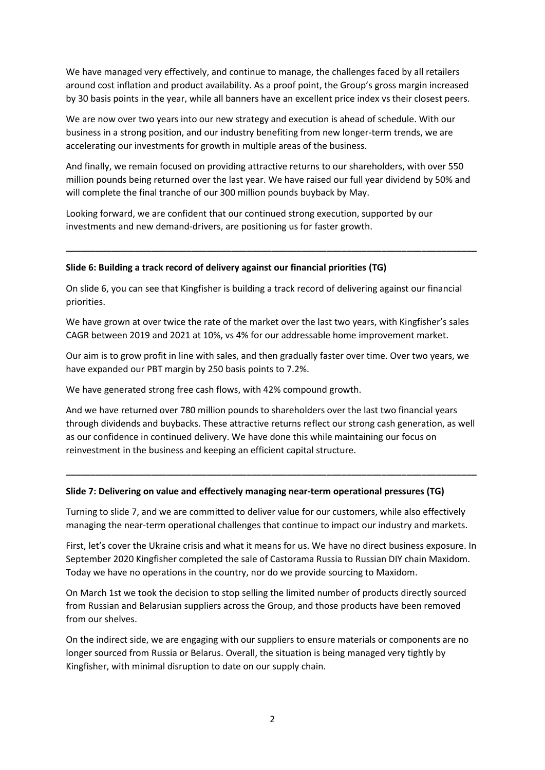We have managed very effectively, and continue to manage, the challenges faced by all retailers around cost inflation and product availability. As a proof point, the Group's gross margin increased by 30 basis points in the year, while all banners have an excellent price index vs their closest peers.

We are now over two years into our new strategy and execution is ahead of schedule. With our business in a strong position, and our industry benefiting from new longer-term trends, we are accelerating our investments for growth in multiple areas of the business.

And finally, we remain focused on providing attractive returns to our shareholders, with over 550 million pounds being returned over the last year. We have raised our full year dividend by 50% and will complete the final tranche of our 300 million pounds buyback by May.

Looking forward, we are confident that our continued strong execution, supported by our investments and new demand-drivers, are positioning us for faster growth.

---

**Slide 6: Building a track record of delivery against our financial priorities (TG)**

On slide 6, you can see that Kingfisher is building a track record of delivering against our financial priorities.

We have grown at over twice the rate of the market over the last two years, with Kingfisher's sales CAGR between 2019 and 2021 at 10%, vs 4% for our addressable home improvement market.

Our aim is to grow profit in line with sales, and then gradually faster over time. Over two years, we have expanded our PBT margin by 250 basis points to 7.2%.

We have generated strong free cash flows, with 42% compound growth.

And we have returned over 780 million pounds to shareholders over the last two financial years through dividends and buybacks. These attractive returns reflect our strong cash generation, as well as our confidence in continued delivery. We have done this while maintaining our focus on reinvestment in the business and keeping an efficient capital structure.

---

**Slide 7: Delivering on value and effectively managing near-term operational pressures (TG)**

Turning to slide 7, and we are committed to deliver value for our customers, while also effectively managing the near-term operational challenges that continue to impact our industry and markets.

First, let's cover the Ukraine crisis and what it means for us. We have no direct business exposure. In September 2020 Kingfisher completed the sale of Castorama Russia to Russian DIY chain Maxidom. Today we have no operations in the country, nor do we provide sourcing to Maxidom.

On March 1st we took the decision to stop selling the limited number of products directly sourced from Russian and Belarusian suppliers across the Group, and those products have been removed from our shelves.

On the indirect side, we are engaging with our suppliers to ensure materials or components are no longer sourced from Russia or Belarus. Overall, the situation is being managed very tightly by Kingfisher, with minimal disruption to date on our supply chain.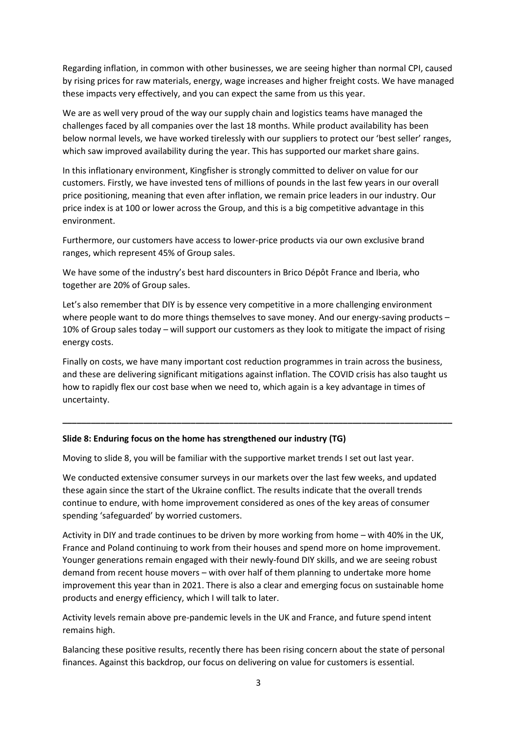Regarding inflation, in common with other businesses, we are seeing higher than normal CPI, caused by rising prices for raw materials, energy, wage increases and higher freight costs. We have managed these impacts very effectively, and you can expect the same from us this year.

We are as well very proud of the way our supply chain and logistics teams have managed the challenges faced by all companies over the last 18 months. While product availability has been below normal levels, we have worked tirelessly with our suppliers to protect our 'best seller' ranges, which saw improved availability during the year. This has supported our market share gains.

In this inflationary environment, Kingfisher is strongly committed to deliver on value for our customers. Firstly, we have invested tens of millions of pounds in the last few years in our overall price positioning, meaning that even after inflation, we remain price leaders in our industry. Our price index is at 100 or lower across the Group, and this is a big competitive advantage in this environment.

Furthermore, our customers have access to lower-price products via our own exclusive brand ranges, which represent 45% of Group sales.

We have some of the industry's best hard discounters in Brico Dépôt France and Iberia, who together are 20% of Group sales.

Let's also remember that DIY is by essence very competitive in a more challenging environment where people want to do more things themselves to save money. And our energy-saving products – 10% of Group sales today – will support our customers as they look to mitigate the impact of rising energy costs.

Finally on costs, we have many important cost reduction programmes in train across the business, and these are delivering significant mitigations against inflation. The COVID crisis has also taught us how to rapidly flex our cost base when we need to, which again is a key advantage in times of uncertainty.

---

**Slide 8: Enduring focus on the home has strengthened our industry (TG)**

Moving to slide 8, you will be familiar with the supportive market trends I set out last year.

We conducted extensive consumer surveys in our markets over the last few weeks, and updated these again since the start of the Ukraine conflict. The results indicate that the overall trends continue to endure, with home improvement considered as ones of the key areas of consumer spending 'safeguarded' by worried customers.

Activity in DIY and trade continues to be driven by more working from home – with 40% in the UK, France and Poland continuing to work from their houses and spend more on home improvement. Younger generations remain engaged with their newly-found DIY skills, and we are seeing robust demand from recent house movers – with over half of them planning to undertake more home improvement this year than in 2021. There is also a clear and emerging focus on sustainable home products and energy efficiency, which I will talk to later.

Activity levels remain above pre-pandemic levels in the UK and France, and future spend intent remains high.

Balancing these positive results, recently there has been rising concern about the state of personal finances. Against this backdrop, our focus on delivering on value for customers is essential.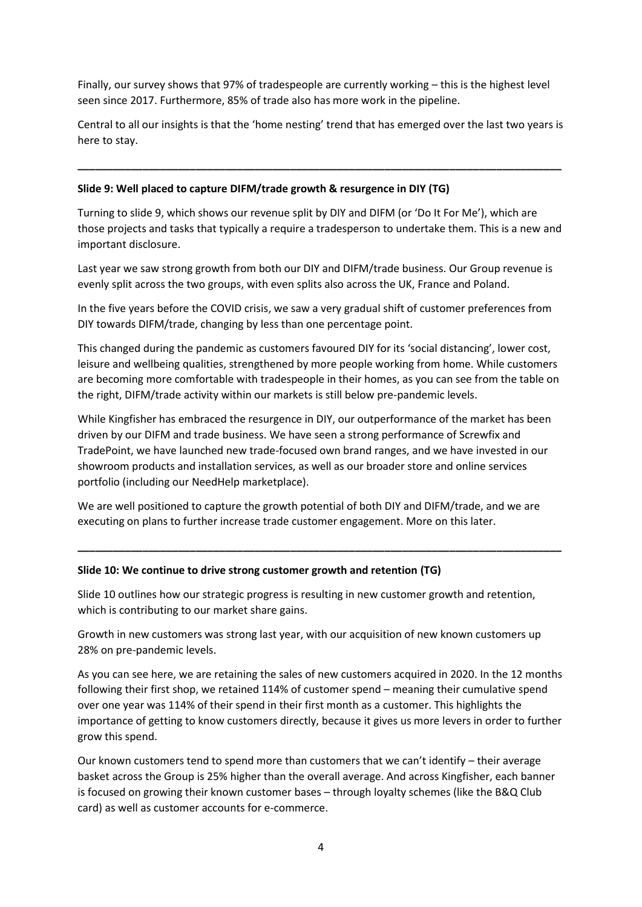Finally, our survey shows that 97% of tradespeople are currently working – this is the highest level seen since 2017. Furthermore, 85% of trade also has more work in the pipeline.

Central to all our insights is that the 'home nesting' trend that has emerged over the last two years is here to stay.

---

**Slide 9: Well placed to capture DIFM/trade growth & resurgence in DIY (TG)**

Turning to slide 9, which shows our revenue split by DIY and DIFM (or 'Do It For Me'), which are those projects and tasks that typically a require a tradesperson to undertake them. This is a new and important disclosure.

Last year we saw strong growth from both our DIY and DIFM/trade business. Our Group revenue is evenly split across the two groups, with even splits also across the UK, France and Poland.

In the five years before the COVID crisis, we saw a very gradual shift of customer preferences from DIY towards DIFM/trade, changing by less than one percentage point.

This changed during the pandemic as customers favoured DIY for its 'social distancing', lower cost, leisure and wellbeing qualities, strengthened by more people working from home. While customers are becoming more comfortable with tradespeople in their homes, as you can see from the table on the right, DIFM/trade activity within our markets is still below pre-pandemic levels.

While Kingfisher has embraced the resurgence in DIY, our outperformance of the market has been driven by our DIFM and trade business. We have seen a strong performance of Screwfix and TradePoint, we have launched new trade-focused own brand ranges, and we have invested in our showroom products and installation services, as well as our broader store and online services portfolio (including our NeedHelp marketplace).

We are well positioned to capture the growth potential of both DIY and DIFM/trade, and we are executing on plans to further increase trade customer engagement. More on this later.

---

**Slide 10: We continue to drive strong customer growth and retention (TG)**

Slide 10 outlines how our strategic progress is resulting in new customer growth and retention, which is contributing to our market share gains.

Growth in new customers was strong last year, with our acquisition of new known customers up 28% on pre-pandemic levels.

As you can see here, we are retaining the sales of new customers acquired in 2020. In the 12 months following their first shop, we retained 114% of customer spend – meaning their cumulative spend over one year was 114% of their spend in their first month as a customer. This highlights the importance of getting to know customers directly, because it gives us more levers in order to further grow this spend.

Our known customers tend to spend more than customers that we can't identify – their average basket across the Group is 25% higher than the overall average. And across Kingfisher, each banner is focused on growing their known customer bases – through loyalty schemes (like the B&Q Club card) as well as customer accounts for e-commerce.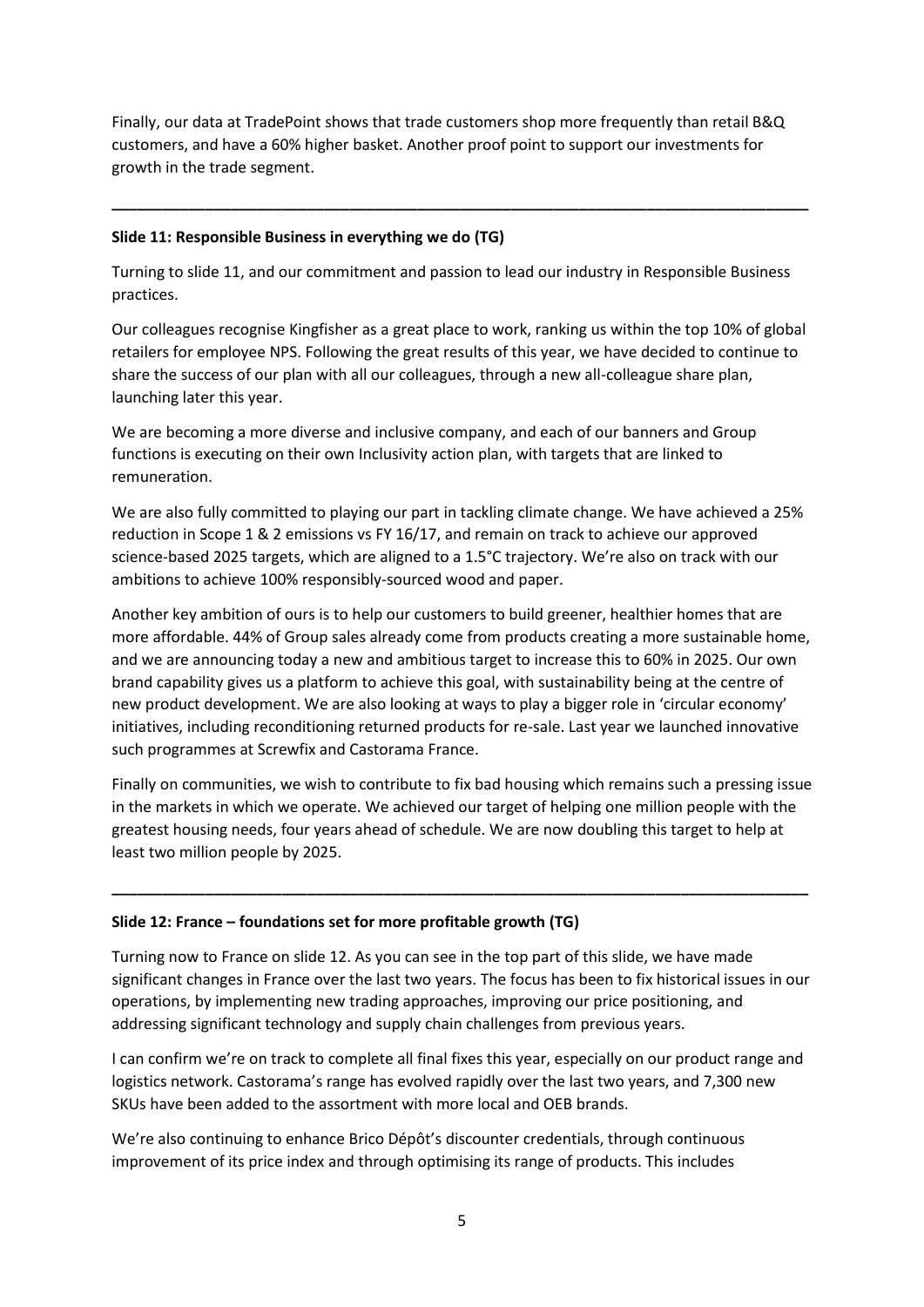Finally, our data at TradePoint shows that trade customers shop more frequently than retail B&Q customers, and have a 60% higher basket. Another proof point to support our investments for growth in the trade segment.

---

**Slide 11: Responsible Business in everything we do (TG)**

Turning to slide 11, and our commitment and passion to lead our industry in Responsible Business practices.

Our colleagues recognise Kingfisher as a great place to work, ranking us within the top 10% of global retailers for employee NPS. Following the great results of this year, we have decided to continue to share the success of our plan with all our colleagues, through a new all-colleague share plan, launching later this year.

We are becoming a more diverse and inclusive company, and each of our banners and Group functions is executing on their own Inclusivity action plan, with targets that are linked to remuneration.

We are also fully committed to playing our part in tackling climate change. We have achieved a 25% reduction in Scope 1 & 2 emissions vs FY 16/17, and remain on track to achieve our approved science-based 2025 targets, which are aligned to a 1.5°C trajectory. We're also on track with our ambitions to achieve 100% responsibly-sourced wood and paper.

Another key ambition of ours is to help our customers to build greener, healthier homes that are more affordable. 44% of Group sales already come from products creating a more sustainable home, and we are announcing today a new and ambitious target to increase this to 60% in 2025. Our own brand capability gives us a platform to achieve this goal, with sustainability being at the centre of new product development. We are also looking at ways to play a bigger role in 'circular economy' initiatives, including reconditioning returned products for re-sale. Last year we launched innovative such programmes at Screwfix and Castorama France.

Finally on communities, we wish to contribute to fix bad housing which remains such a pressing issue in the markets in which we operate. We achieved our target of helping one million people with the greatest housing needs, four years ahead of schedule. We are now doubling this target to help at least two million people by 2025.

---

**Slide 12: France – foundations set for more profitable growth (TG)**

Turning now to France on slide 12. As you can see in the top part of this slide, we have made significant changes in France over the last two years. The focus has been to fix historical issues in our operations, by implementing new trading approaches, improving our price positioning, and addressing significant technology and supply chain challenges from previous years.

I can confirm we're on track to complete all final fixes this year, especially on our product range and logistics network. Castorama's range has evolved rapidly over the last two years, and 7,300 new SKUs have been added to the assortment with more local and OEB brands.

We're also continuing to enhance Brico Dépôt's discounter credentials, through continuous improvement of its price index and through optimising its range of products. This includes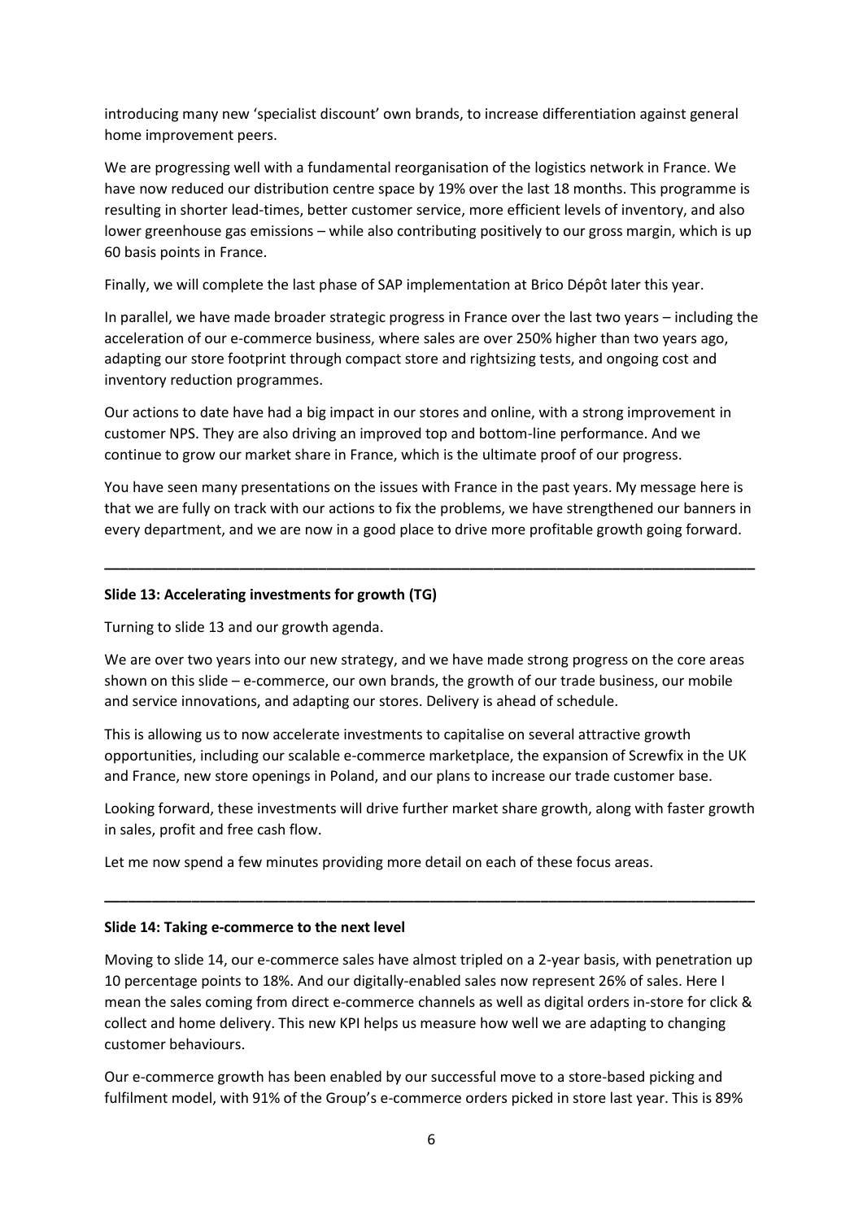introducing many new 'specialist discount' own brands, to increase differentiation against general home improvement peers.

We are progressing well with a fundamental reorganisation of the logistics network in France. We have now reduced our distribution centre space by 19% over the last 18 months. This programme is resulting in shorter lead-times, better customer service, more efficient levels of inventory, and also lower greenhouse gas emissions – while also contributing positively to our gross margin, which is up 60 basis points in France.

Finally, we will complete the last phase of SAP implementation at Brico Dépôt later this year.

In parallel, we have made broader strategic progress in France over the last two years – including the acceleration of our e-commerce business, where sales are over 250% higher than two years ago, adapting our store footprint through compact store and rightsizing tests, and ongoing cost and inventory reduction programmes.

Our actions to date have had a big impact in our stores and online, with a strong improvement in customer NPS. They are also driving an improved top and bottom-line performance. And we continue to grow our market share in France, which is the ultimate proof of our progress.

You have seen many presentations on the issues with France in the past years. My message here is that we are fully on track with our actions to fix the problems, we have strengthened our banners in every department, and we are now in a good place to drive more profitable growth going forward.

---

**Slide 13: Accelerating investments for growth (TG)**

Turning to slide 13 and our growth agenda.

We are over two years into our new strategy, and we have made strong progress on the core areas shown on this slide – e-commerce, our own brands, the growth of our trade business, our mobile and service innovations, and adapting our stores. Delivery is ahead of schedule.

This is allowing us to now accelerate investments to capitalise on several attractive growth opportunities, including our scalable e-commerce marketplace, the expansion of Screwfix in the UK and France, new store openings in Poland, and our plans to increase our trade customer base.

Looking forward, these investments will drive further market share growth, along with faster growth in sales, profit and free cash flow.

Let me now spend a few minutes providing more detail on each of these focus areas.

---

**Slide 14: Taking e-commerce to the next level**

Moving to slide 14, our e-commerce sales have almost tripled on a 2-year basis, with penetration up 10 percentage points to 18%. And our digitally-enabled sales now represent 26% of sales. Here I mean the sales coming from direct e-commerce channels as well as digital orders in-store for click & collect and home delivery. This new KPI helps us measure how well we are adapting to changing customer behaviours.

Our e-commerce growth has been enabled by our successful move to a store-based picking and fulfilment model, with 91% of the Group's e-commerce orders picked in store last year. This is 89%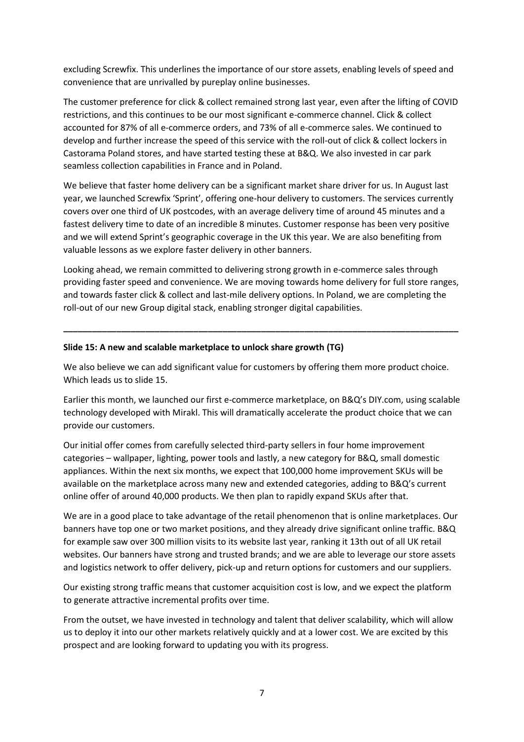excluding Screwfix. This underlines the importance of our store assets, enabling levels of speed and convenience that are unrivalled by pureplay online businesses.

The customer preference for click & collect remained strong last year, even after the lifting of COVID restrictions, and this continues to be our most significant e-commerce channel. Click & collect accounted for 87% of all e-commerce orders, and 73% of all e-commerce sales. We continued to develop and further increase the speed of this service with the roll-out of click & collect lockers in Castorama Poland stores, and have started testing these at B&Q. We also invested in car park seamless collection capabilities in France and in Poland.

We believe that faster home delivery can be a significant market share driver for us. In August last year, we launched Screwfix 'Sprint', offering one-hour delivery to customers. The services currently covers over one third of UK postcodes, with an average delivery time of around 45 minutes and a fastest delivery time to date of an incredible 8 minutes. Customer response has been very positive and we will extend Sprint's geographic coverage in the UK this year. We are also benefiting from valuable lessons as we explore faster delivery in other banners.

Looking ahead, we remain committed to delivering strong growth in e-commerce sales through providing faster speed and convenience. We are moving towards home delivery for full store ranges, and towards faster click & collect and last-mile delivery options. In Poland, we are completing the roll-out of our new Group digital stack, enabling stronger digital capabilities.

---

**Slide 15: A new and scalable marketplace to unlock share growth (TG)**

We also believe we can add significant value for customers by offering them more product choice. Which leads us to slide 15.

Earlier this month, we launched our first e-commerce marketplace, on B&Q's DIY.com, using scalable technology developed with Mirakl. This will dramatically accelerate the product choice that we can provide our customers.

Our initial offer comes from carefully selected third-party sellers in four home improvement categories – wallpaper, lighting, power tools and lastly, a new category for B&Q, small domestic appliances. Within the next six months, we expect that 100,000 home improvement SKUs will be available on the marketplace across many new and extended categories, adding to B&Q's current online offer of around 40,000 products. We then plan to rapidly expand SKUs after that.

We are in a good place to take advantage of the retail phenomenon that is online marketplaces. Our banners have top one or two market positions, and they already drive significant online traffic. B&Q for example saw over 300 million visits to its website last year, ranking it 13th out of all UK retail websites. Our banners have strong and trusted brands; and we are able to leverage our store assets and logistics network to offer delivery, pick-up and return options for customers and our suppliers.

Our existing strong traffic means that customer acquisition cost is low, and we expect the platform to generate attractive incremental profits over time.

From the outset, we have invested in technology and talent that deliver scalability, which will allow us to deploy it into our other markets relatively quickly and at a lower cost. We are excited by this prospect and are looking forward to updating you with its progress.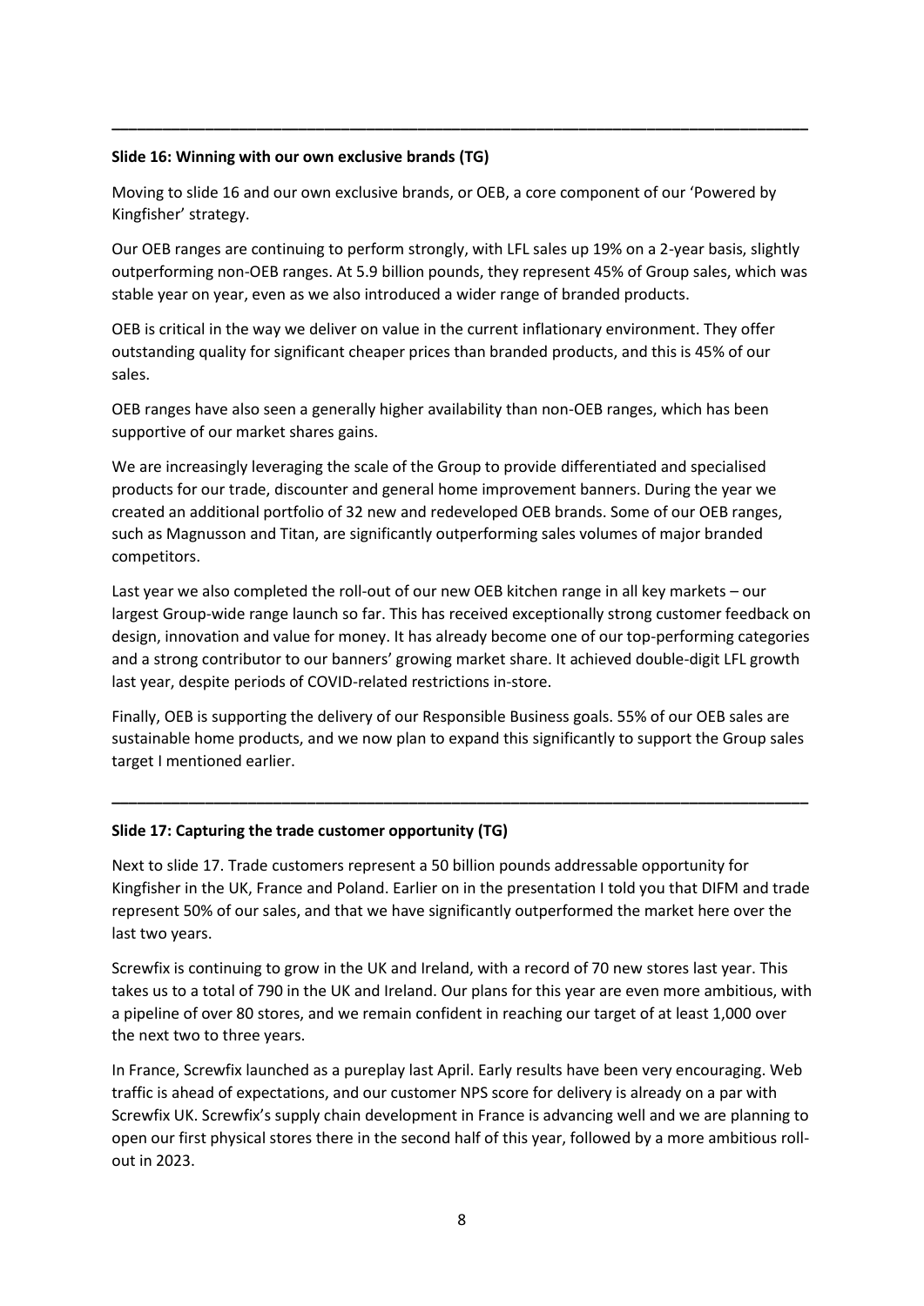---

**Slide 16: Winning with our own exclusive brands (TG)**

Moving to slide 16 and our own exclusive brands, or OEB, a core component of our 'Powered by Kingfisher' strategy.

Our OEB ranges are continuing to perform strongly, with LFL sales up 19% on a 2-year basis, slightly outperforming non-OEB ranges. At 5.9 billion pounds, they represent 45% of Group sales, which was stable year on year, even as we also introduced a wider range of branded products.

OEB is critical in the way we deliver on value in the current inflationary environment. They offer outstanding quality for significant cheaper prices than branded products, and this is 45% of our sales.

OEB ranges have also seen a generally higher availability than non-OEB ranges, which has been supportive of our market shares gains.

We are increasingly leveraging the scale of the Group to provide differentiated and specialised products for our trade, discounter and general home improvement banners. During the year we created an additional portfolio of 32 new and redeveloped OEB brands. Some of our OEB ranges, such as Magnusson and Titan, are significantly outperforming sales volumes of major branded competitors.

Last year we also completed the roll-out of our new OEB kitchen range in all key markets – our largest Group-wide range launch so far. This has received exceptionally strong customer feedback on design, innovation and value for money. It has already become one of our top-performing categories and a strong contributor to our banners' growing market share. It achieved double-digit LFL growth last year, despite periods of COVID-related restrictions in-store.

Finally, OEB is supporting the delivery of our Responsible Business goals. 55% of our OEB sales are sustainable home products, and we now plan to expand this significantly to support the Group sales target I mentioned earlier.

---

**Slide 17: Capturing the trade customer opportunity (TG)**

Next to slide 17. Trade customers represent a 50 billion pounds addressable opportunity for Kingfisher in the UK, France and Poland. Earlier on in the presentation I told you that DIFM and trade represent 50% of our sales, and that we have significantly outperformed the market here over the last two years.

Screwfix is continuing to grow in the UK and Ireland, with a record of 70 new stores last year. This takes us to a total of 790 in the UK and Ireland. Our plans for this year are even more ambitious, with a pipeline of over 80 stores, and we remain confident in reaching our target of at least 1,000 over the next two to three years.

In France, Screwfix launched as a pureplay last April. Early results have been very encouraging. Web traffic is ahead of expectations, and our customer NPS score for delivery is already on a par with Screwfix UK. Screwfix's supply chain development in France is advancing well and we are planning to open our first physical stores there in the second half of this year, followed by a more ambitious roll-out in 2023.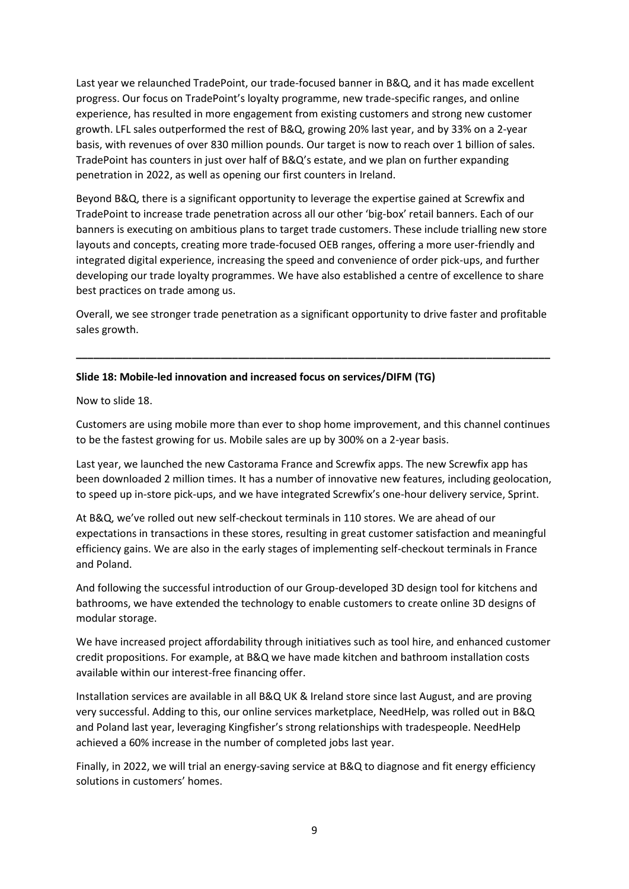Last year we relaunched TradePoint, our trade-focused banner in B&Q, and it has made excellent progress. Our focus on TradePoint's loyalty programme, new trade-specific ranges, and online experience, has resulted in more engagement from existing customers and strong new customer growth. LFL sales outperformed the rest of B&Q, growing 20% last year, and by 33% on a 2-year basis, with revenues of over 830 million pounds. Our target is now to reach over 1 billion of sales. TradePoint has counters in just over half of B&Q's estate, and we plan on further expanding penetration in 2022, as well as opening our first counters in Ireland.

Beyond B&Q, there is a significant opportunity to leverage the expertise gained at Screwfix and TradePoint to increase trade penetration across all our other 'big-box' retail banners. Each of our banners is executing on ambitious plans to target trade customers. These include trialling new store layouts and concepts, creating more trade-focused OEB ranges, offering a more user-friendly and integrated digital experience, increasing the speed and convenience of order pick-ups, and further developing our trade loyalty programmes. We have also established a centre of excellence to share best practices on trade among us.

Overall, we see stronger trade penetration as a significant opportunity to drive faster and profitable sales growth.

---

**Slide 18: Mobile-led innovation and increased focus on services/DIFM (TG)**

Now to slide 18.

Customers are using mobile more than ever to shop home improvement, and this channel continues to be the fastest growing for us. Mobile sales are up by 300% on a 2-year basis.

Last year, we launched the new Castorama France and Screwfix apps. The new Screwfix app has been downloaded 2 million times. It has a number of innovative new features, including geolocation, to speed up in-store pick-ups, and we have integrated Screwfix's one-hour delivery service, Sprint.

At B&Q, we've rolled out new self-checkout terminals in 110 stores. We are ahead of our expectations in transactions in these stores, resulting in great customer satisfaction and meaningful efficiency gains. We are also in the early stages of implementing self-checkout terminals in France and Poland.

And following the successful introduction of our Group-developed 3D design tool for kitchens and bathrooms, we have extended the technology to enable customers to create online 3D designs of modular storage.

We have increased project affordability through initiatives such as tool hire, and enhanced customer credit propositions. For example, at B&Q we have made kitchen and bathroom installation costs available within our interest-free financing offer.

Installation services are available in all B&Q UK & Ireland store since last August, and are proving very successful. Adding to this, our online services marketplace, NeedHelp, was rolled out in B&Q and Poland last year, leveraging Kingfisher's strong relationships with tradespeople. NeedHelp achieved a 60% increase in the number of completed jobs last year.

Finally, in 2022, we will trial an energy-saving service at B&Q to diagnose and fit energy efficiency solutions in customers' homes.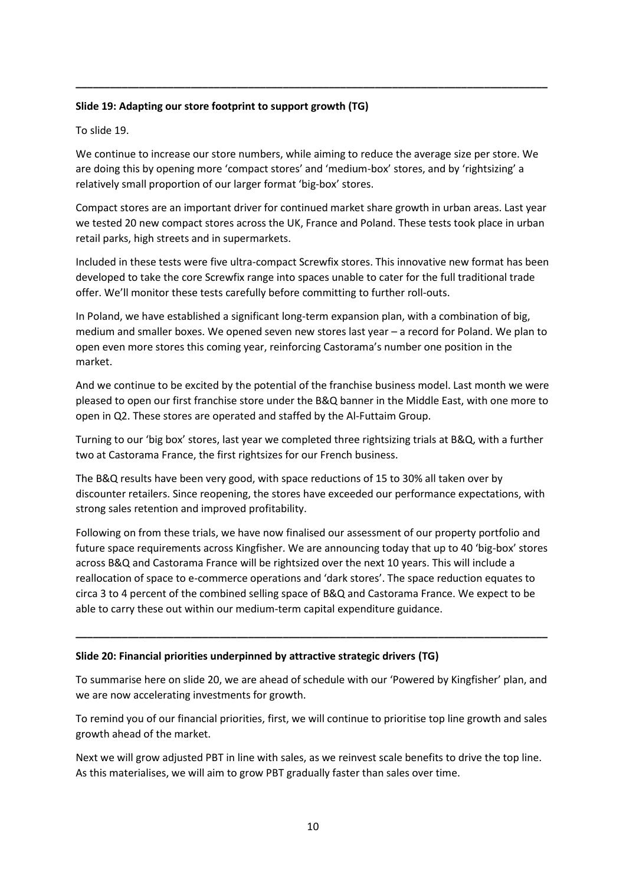---

**Slide 19: Adapting our store footprint to support growth (TG)**

To slide 19.

We continue to increase our store numbers, while aiming to reduce the average size per store. We are doing this by opening more 'compact stores' and 'medium-box' stores, and by 'rightsizing' a relatively small proportion of our larger format 'big-box' stores.

Compact stores are an important driver for continued market share growth in urban areas. Last year we tested 20 new compact stores across the UK, France and Poland. These tests took place in urban retail parks, high streets and in supermarkets.

Included in these tests were five ultra-compact Screwfix stores. This innovative new format has been developed to take the core Screwfix range into spaces unable to cater for the full traditional trade offer. We'll monitor these tests carefully before committing to further roll-outs.

In Poland, we have established a significant long-term expansion plan, with a combination of big, medium and smaller boxes. We opened seven new stores last year – a record for Poland. We plan to open even more stores this coming year, reinforcing Castorama's number one position in the market.

And we continue to be excited by the potential of the franchise business model. Last month we were pleased to open our first franchise store under the B&Q banner in the Middle East, with one more to open in Q2. These stores are operated and staffed by the Al-Futtaim Group.

Turning to our 'big box' stores, last year we completed three rightsizing trials at B&Q, with a further two at Castorama France, the first rightsizes for our French business.

The B&Q results have been very good, with space reductions of 15 to 30% all taken over by discounter retailers. Since reopening, the stores have exceeded our performance expectations, with strong sales retention and improved profitability.

Following on from these trials, we have now finalised our assessment of our property portfolio and future space requirements across Kingfisher. We are announcing today that up to 40 'big-box' stores across B&Q and Castorama France will be rightsized over the next 10 years. This will include a reallocation of space to e-commerce operations and 'dark stores'. The space reduction equates to circa 3 to 4 percent of the combined selling space of B&Q and Castorama France. We expect to be able to carry these out within our medium-term capital expenditure guidance.

---

**Slide 20: Financial priorities underpinned by attractive strategic drivers (TG)**

To summarise here on slide 20, we are ahead of schedule with our 'Powered by Kingfisher' plan, and we are now accelerating investments for growth.

To remind you of our financial priorities, first, we will continue to prioritise top line growth and sales growth ahead of the market.

Next we will grow adjusted PBT in line with sales, as we reinvest scale benefits to drive the top line. As this materialises, we will aim to grow PBT gradually faster than sales over time.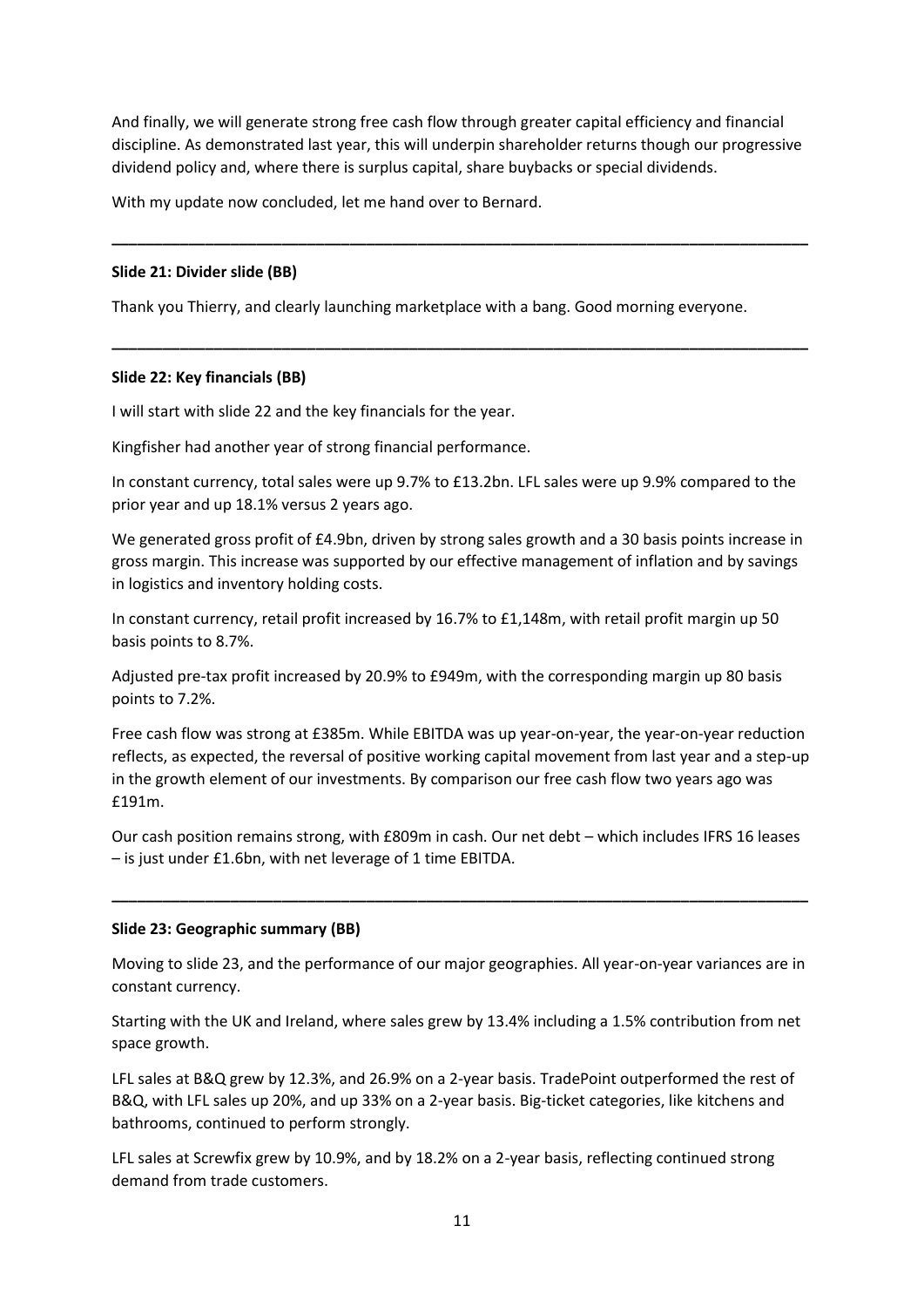And finally, we will generate strong free cash flow through greater capital efficiency and financial discipline. As demonstrated last year, this will underpin shareholder returns though our progressive dividend policy and, where there is surplus capital, share buybacks or special dividends.

With my update now concluded, let me hand over to Bernard.

---

**Slide 21: Divider slide (BB)**

Thank you Thierry, and clearly launching marketplace with a bang. Good morning everyone.

---

**Slide 22: Key financials (BB)**

I will start with slide 22 and the key financials for the year.

Kingfisher had another year of strong financial performance.

In constant currency, total sales were up 9.7% to £13.2bn. LFL sales were up 9.9% compared to the prior year and up 18.1% versus 2 years ago.

We generated gross profit of £4.9bn, driven by strong sales growth and a 30 basis points increase in gross margin. This increase was supported by our effective management of inflation and by savings in logistics and inventory holding costs.

In constant currency, retail profit increased by 16.7% to £1,148m, with retail profit margin up 50 basis points to 8.7%.

Adjusted pre-tax profit increased by 20.9% to £949m, with the corresponding margin up 80 basis points to 7.2%.

Free cash flow was strong at £385m. While EBITDA was up year-on-year, the year-on-year reduction reflects, as expected, the reversal of positive working capital movement from last year and a step-up in the growth element of our investments. By comparison our free cash flow two years ago was £191m.

Our cash position remains strong, with £809m in cash. Our net debt – which includes IFRS 16 leases – is just under £1.6bn, with net leverage of 1 time EBITDA.

---

**Slide 23: Geographic summary (BB)**

Moving to slide 23, and the performance of our major geographies. All year-on-year variances are in constant currency.

Starting with the UK and Ireland, where sales grew by 13.4% including a 1.5% contribution from net space growth.

LFL sales at B&Q grew by 12.3%, and 26.9% on a 2-year basis. TradePoint outperformed the rest of B&Q, with LFL sales up 20%, and up 33% on a 2-year basis. Big-ticket categories, like kitchens and bathrooms, continued to perform strongly.

LFL sales at Screwfix grew by 10.9%, and by 18.2% on a 2-year basis, reflecting continued strong demand from trade customers.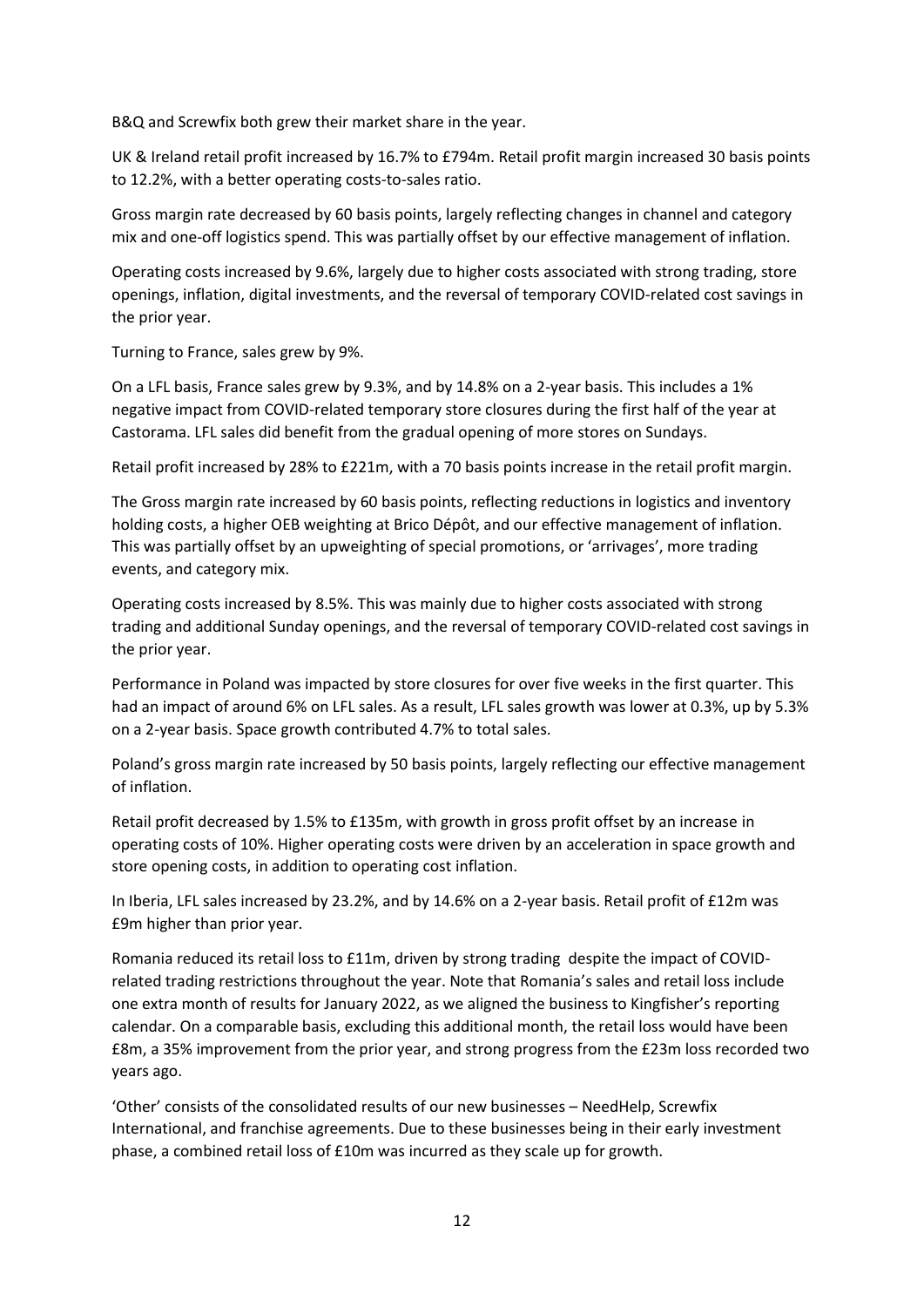B&Q and Screwfix both grew their market share in the year.

UK & Ireland retail profit increased by 16.7% to £794m. Retail profit margin increased 30 basis points to 12.2%, with a better operating costs-to-sales ratio.

Gross margin rate decreased by 60 basis points, largely reflecting changes in channel and category mix and one-off logistics spend. This was partially offset by our effective management of inflation.

Operating costs increased by 9.6%, largely due to higher costs associated with strong trading, store openings, inflation, digital investments, and the reversal of temporary COVID-related cost savings in the prior year.

Turning to France, sales grew by 9%.

On a LFL basis, France sales grew by 9.3%, and by 14.8% on a 2-year basis. This includes a 1% negative impact from COVID-related temporary store closures during the first half of the year at Castorama. LFL sales did benefit from the gradual opening of more stores on Sundays.

Retail profit increased by 28% to £221m, with a 70 basis points increase in the retail profit margin.

The Gross margin rate increased by 60 basis points, reflecting reductions in logistics and inventory holding costs, a higher OEB weighting at Brico Dépôt, and our effective management of inflation. This was partially offset by an upweighting of special promotions, or 'arrivages', more trading events, and category mix.

Operating costs increased by 8.5%. This was mainly due to higher costs associated with strong trading and additional Sunday openings, and the reversal of temporary COVID-related cost savings in the prior year.

Performance in Poland was impacted by store closures for over five weeks in the first quarter. This had an impact of around 6% on LFL sales. As a result, LFL sales growth was lower at 0.3%, up by 5.3% on a 2-year basis. Space growth contributed 4.7% to total sales.

Poland's gross margin rate increased by 50 basis points, largely reflecting our effective management of inflation.

Retail profit decreased by 1.5% to £135m, with growth in gross profit offset by an increase in operating costs of 10%. Higher operating costs were driven by an acceleration in space growth and store opening costs, in addition to operating cost inflation.

In Iberia, LFL sales increased by 23.2%, and by 14.6% on a 2-year basis. Retail profit of £12m was £9m higher than prior year.

Romania reduced its retail loss to £11m, driven by strong trading despite the impact of COVID-related trading restrictions throughout the year. Note that Romania's sales and retail loss include one extra month of results for January 2022, as we aligned the business to Kingfisher's reporting calendar. On a comparable basis, excluding this additional month, the retail loss would have been £8m, a 35% improvement from the prior year, and strong progress from the £23m loss recorded two years ago.

'Other' consists of the consolidated results of our new businesses – NeedHelp, Screwfix International, and franchise agreements. Due to these businesses being in their early investment phase, a combined retail loss of £10m was incurred as they scale up for growth.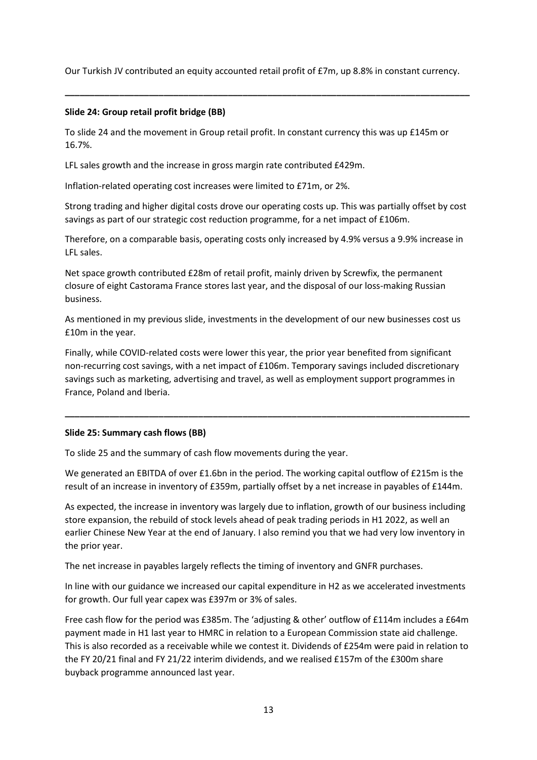Our Turkish JV contributed an equity accounted retail profit of £7m, up 8.8% in constant currency.

---

**Slide 24: Group retail profit bridge (BB)**

To slide 24 and the movement in Group retail profit. In constant currency this was up £145m or 16.7%.

LFL sales growth and the increase in gross margin rate contributed £429m.

Inflation-related operating cost increases were limited to £71m, or 2%.

Strong trading and higher digital costs drove our operating costs up. This was partially offset by cost savings as part of our strategic cost reduction programme, for a net impact of £106m.

Therefore, on a comparable basis, operating costs only increased by 4.9% versus a 9.9% increase in LFL sales.

Net space growth contributed £28m of retail profit, mainly driven by Screwfix, the permanent closure of eight Castorama France stores last year, and the disposal of our loss-making Russian business.

As mentioned in my previous slide, investments in the development of our new businesses cost us £10m in the year.

Finally, while COVID-related costs were lower this year, the prior year benefited from significant non-recurring cost savings, with a net impact of £106m. Temporary savings included discretionary savings such as marketing, advertising and travel, as well as employment support programmes in France, Poland and Iberia.

---

**Slide 25: Summary cash flows (BB)**

To slide 25 and the summary of cash flow movements during the year.

We generated an EBITDA of over £1.6bn in the period. The working capital outflow of £215m is the result of an increase in inventory of £359m, partially offset by a net increase in payables of £144m.

As expected, the increase in inventory was largely due to inflation, growth of our business including store expansion, the rebuild of stock levels ahead of peak trading periods in H1 2022, as well an earlier Chinese New Year at the end of January. I also remind you that we had very low inventory in the prior year.

The net increase in payables largely reflects the timing of inventory and GNFR purchases.

In line with our guidance we increased our capital expenditure in H2 as we accelerated investments for growth. Our full year capex was £397m or 3% of sales.

Free cash flow for the period was £385m. The 'adjusting & other' outflow of £114m includes a £64m payment made in H1 last year to HMRC in relation to a European Commission state aid challenge. This is also recorded as a receivable while we contest it. Dividends of £254m were paid in relation to the FY 20/21 final and FY 21/22 interim dividends, and we realised £157m of the £300m share buyback programme announced last year.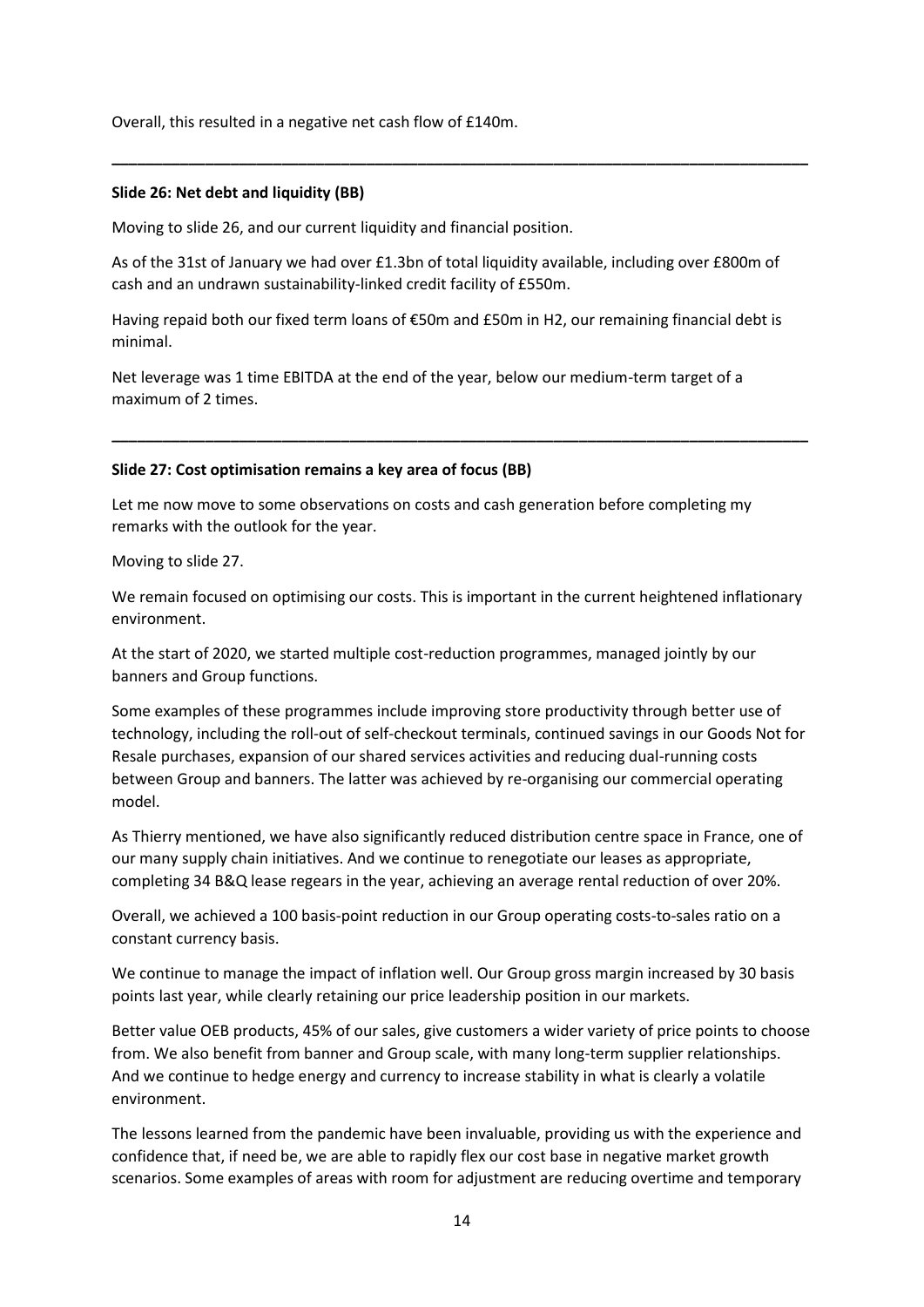Overall, this resulted in a negative net cash flow of £140m.

---

**Slide 26: Net debt and liquidity (BB)**

Moving to slide 26, and our current liquidity and financial position.

As of the 31st of January we had over £1.3bn of total liquidity available, including over £800m of cash and an undrawn sustainability-linked credit facility of £550m.

Having repaid both our fixed term loans of €50m and £50m in H2, our remaining financial debt is minimal.

Net leverage was 1 time EBITDA at the end of the year, below our medium-term target of a maximum of 2 times.

---

**Slide 27: Cost optimisation remains a key area of focus (BB)**

Let me now move to some observations on costs and cash generation before completing my remarks with the outlook for the year.

Moving to slide 27.

We remain focused on optimising our costs. This is important in the current heightened inflationary environment.

At the start of 2020, we started multiple cost-reduction programmes, managed jointly by our banners and Group functions.

Some examples of these programmes include improving store productivity through better use of technology, including the roll-out of self-checkout terminals, continued savings in our Goods Not for Resale purchases, expansion of our shared services activities and reducing dual-running costs between Group and banners. The latter was achieved by re-organising our commercial operating model.

As Thierry mentioned, we have also significantly reduced distribution centre space in France, one of our many supply chain initiatives. And we continue to renegotiate our leases as appropriate, completing 34 B&Q lease regears in the year, achieving an average rental reduction of over 20%.

Overall, we achieved a 100 basis-point reduction in our Group operating costs-to-sales ratio on a constant currency basis.

We continue to manage the impact of inflation well. Our Group gross margin increased by 30 basis points last year, while clearly retaining our price leadership position in our markets.

Better value OEB products, 45% of our sales, give customers a wider variety of price points to choose from. We also benefit from banner and Group scale, with many long-term supplier relationships. And we continue to hedge energy and currency to increase stability in what is clearly a volatile environment.

The lessons learned from the pandemic have been invaluable, providing us with the experience and confidence that, if need be, we are able to rapidly flex our cost base in negative market growth scenarios. Some examples of areas with room for adjustment are reducing overtime and temporary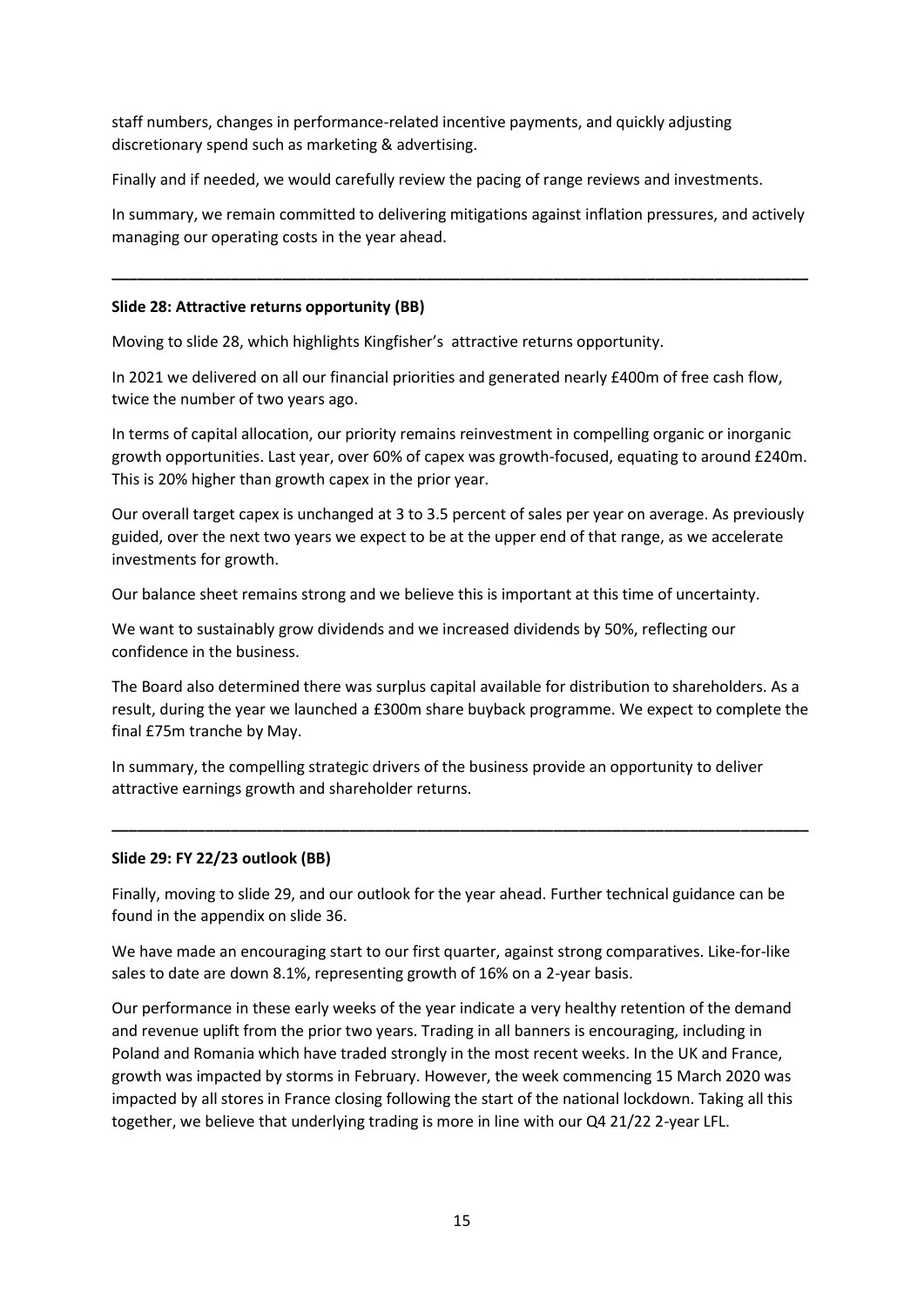staff numbers, changes in performance-related incentive payments, and quickly adjusting discretionary spend such as marketing & advertising.

Finally and if needed, we would carefully review the pacing of range reviews and investments.

In summary, we remain committed to delivering mitigations against inflation pressures, and actively managing our operating costs in the year ahead.

---

**Slide 28: Attractive returns opportunity (BB)**

Moving to slide 28, which highlights Kingfisher's attractive returns opportunity.

In 2021 we delivered on all our financial priorities and generated nearly £400m of free cash flow, twice the number of two years ago.

In terms of capital allocation, our priority remains reinvestment in compelling organic or inorganic growth opportunities. Last year, over 60% of capex was growth-focused, equating to around £240m. This is 20% higher than growth capex in the prior year.

Our overall target capex is unchanged at 3 to 3.5 percent of sales per year on average. As previously guided, over the next two years we expect to be at the upper end of that range, as we accelerate investments for growth.

Our balance sheet remains strong and we believe this is important at this time of uncertainty.

We want to sustainably grow dividends and we increased dividends by 50%, reflecting our confidence in the business.

The Board also determined there was surplus capital available for distribution to shareholders. As a result, during the year we launched a £300m share buyback programme. We expect to complete the final £75m tranche by May.

In summary, the compelling strategic drivers of the business provide an opportunity to deliver attractive earnings growth and shareholder returns.

---

**Slide 29: FY 22/23 outlook (BB)**

Finally, moving to slide 29, and our outlook for the year ahead. Further technical guidance can be found in the appendix on slide 36.

We have made an encouraging start to our first quarter, against strong comparatives. Like-for-like sales to date are down 8.1%, representing growth of 16% on a 2-year basis.

Our performance in these early weeks of the year indicate a very healthy retention of the demand and revenue uplift from the prior two years. Trading in all banners is encouraging, including in Poland and Romania which have traded strongly in the most recent weeks. In the UK and France, growth was impacted by storms in February. However, the week commencing 15 March 2020 was impacted by all stores in France closing following the start of the national lockdown. Taking all this together, we believe that underlying trading is more in line with our Q4 21/22 2-year LFL.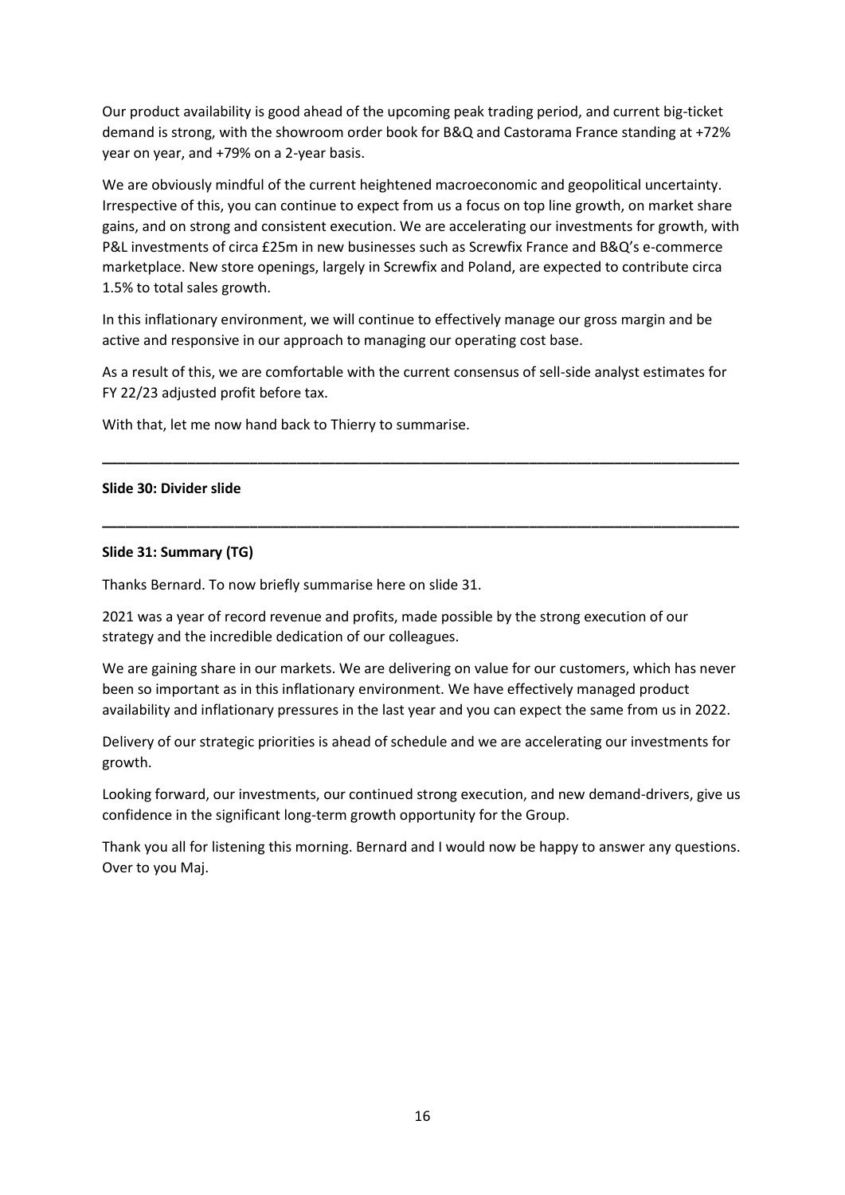Our product availability is good ahead of the upcoming peak trading period, and current big-ticket demand is strong, with the showroom order book for B&Q and Castorama France standing at +72% year on year, and +79% on a 2-year basis.

We are obviously mindful of the current heightened macroeconomic and geopolitical uncertainty. Irrespective of this, you can continue to expect from us a focus on top line growth, on market share gains, and on strong and consistent execution. We are accelerating our investments for growth, with P&L investments of circa £25m in new businesses such as Screwfix France and B&Q's e-commerce marketplace. New store openings, largely in Screwfix and Poland, are expected to contribute circa 1.5% to total sales growth.

In this inflationary environment, we will continue to effectively manage our gross margin and be active and responsive in our approach to managing our operating cost base.

As a result of this, we are comfortable with the current consensus of sell-side analyst estimates for FY 22/23 adjusted profit before tax.

With that, let me now hand back to Thierry to summarise.

---

**Slide 30: Divider slide**

---

**Slide 31: Summary (TG)**

Thanks Bernard. To now briefly summarise here on slide 31.

2021 was a year of record revenue and profits, made possible by the strong execution of our strategy and the incredible dedication of our colleagues.

We are gaining share in our markets. We are delivering on value for our customers, which has never been so important as in this inflationary environment. We have effectively managed product availability and inflationary pressures in the last year and you can expect the same from us in 2022.

Delivery of our strategic priorities is ahead of schedule and we are accelerating our investments for growth.

Looking forward, our investments, our continued strong execution, and new demand-drivers, give us confidence in the significant long-term growth opportunity for the Group.

Thank you all for listening this morning. Bernard and I would now be happy to answer any questions. Over to you Maj.